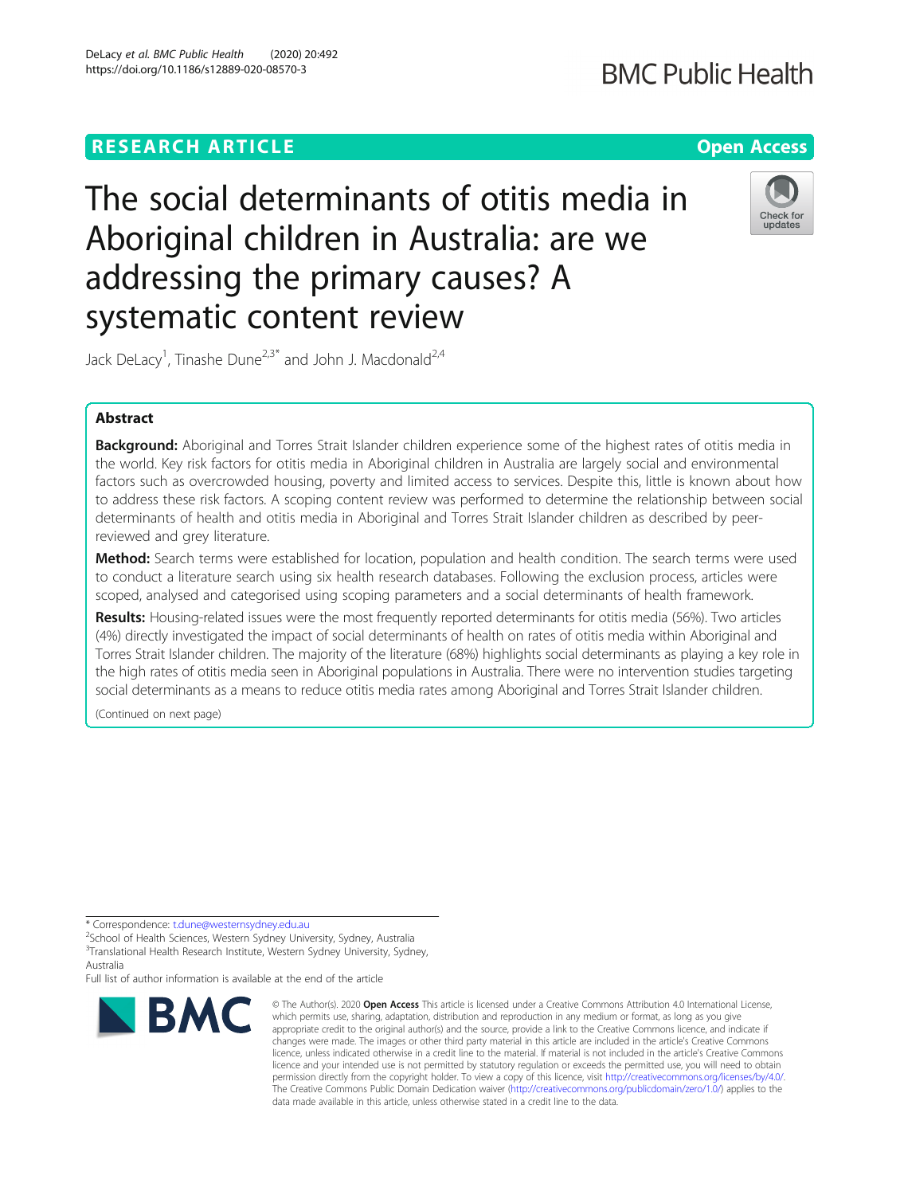RESEARCH ARTICLE

Open Access

# The social determinants of otitis media in Aboriginal children in Australia: are we addressing the primary causes? A systematic content review

Jack DeLacy[1], Tinashe Dune[2,3*] and John J. Macdonald[2,4]

## Abstract

**Background:** Aboriginal and Torres Strait Islander children experience some of the highest rates of otitis media in the world. Key risk factors for otitis media in Aboriginal children in Australia are largely social and environmental factors such as overcrowded housing, poverty and limited access to services. Despite this, little is known about how to address these risk factors. A scoping content review was performed to determine the relationship between social determinants of health and otitis media in Aboriginal and Torres Strait Islander children as described by peer-reviewed and grey literature.

**Method:** Search terms were established for location, population and health condition. The search terms were used to conduct a literature search using six health research databases. Following the exclusion process, articles were scoped, analysed and categorised using scoping parameters and a social determinants of health framework.

**Results:** Housing-related issues were the most frequently reported determinants for otitis media (56%). Two articles (4%) directly investigated the impact of social determinants of health on rates of otitis media within Aboriginal and Torres Strait Islander children. The majority of the literature (68%) highlights social determinants as playing a key role in the high rates of otitis media seen in Aboriginal populations in Australia. There were no intervention studies targeting social determinants as a means to reduce otitis media rates among Aboriginal and Torres Strait Islander children.

(Continued on next page)

\* Correspondence: t.dune@westernsydney.edu.au
[2]School of Health Sciences, Western Sydney University, Sydney, Australia
[3]Translational Health Research Institute, Western Sydney University, Sydney, Australia
Full list of author information is available at the end of the article

© The Author(s). 2020 **Open Access** This article is licensed under a Creative Commons Attribution 4.0 International License, which permits use, sharing, adaptation, distribution and reproduction in any medium or format, as long as you give appropriate credit to the original author(s) and the source, provide a link to the Creative Commons licence, and indicate if changes were made. The images or other third party material in this article are included in the article's Creative Commons licence, unless indicated otherwise in a credit line to the material. If material is not included in the article's Creative Commons licence and your intended use is not permitted by statutory regulation or exceeds the permitted use, you will need to obtain permission directly from the copyright holder. To view a copy of this licence, visit http://creativecommons.org/licenses/by/4.0/. The Creative Commons Public Domain Dedication waiver (http://creativecommons.org/publicdomain/zero/1.0/) applies to the data made available in this article, unless otherwise stated in a credit line to the data.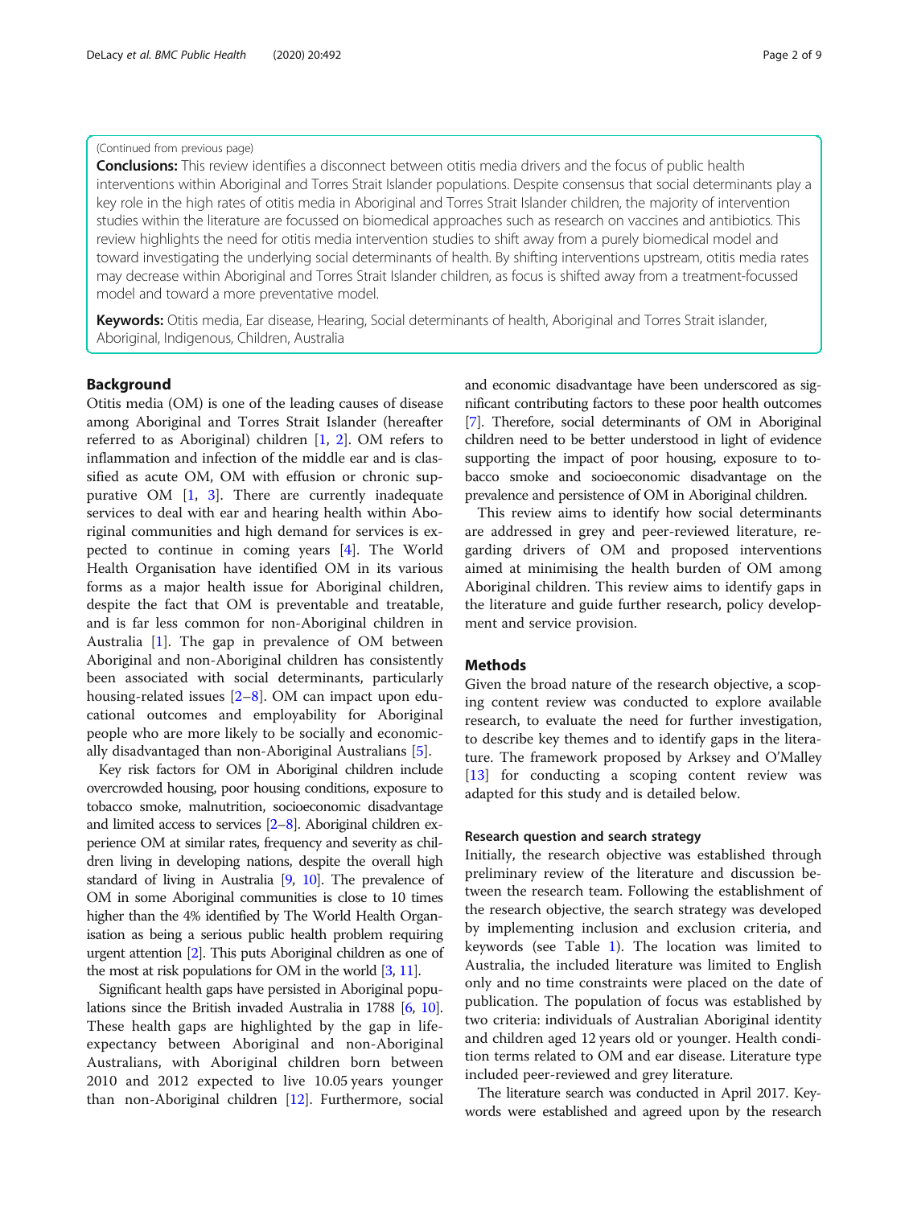(Continued from previous page)

**Conclusions:** This review identifies a disconnect between otitis media drivers and the focus of public health interventions within Aboriginal and Torres Strait Islander populations. Despite consensus that social determinants play a key role in the high rates of otitis media in Aboriginal and Torres Strait Islander children, the majority of intervention studies within the literature are focussed on biomedical approaches such as research on vaccines and antibiotics. This review highlights the need for otitis media intervention studies to shift away from a purely biomedical model and toward investigating the underlying social determinants of health. By shifting interventions upstream, otitis media rates may decrease within Aboriginal and Torres Strait Islander children, as focus is shifted away from a treatment-focussed model and toward a more preventative model.

**Keywords:** Otitis media, Ear disease, Hearing, Social determinants of health, Aboriginal and Torres Strait islander, Aboriginal, Indigenous, Children, Australia

## Background

Otitis media (OM) is one of the leading causes of disease among Aboriginal and Torres Strait Islander (hereafter referred to as Aboriginal) children [1, 2]. OM refers to inflammation and infection of the middle ear and is classified as acute OM, OM with effusion or chronic suppurative OM [1, 3]. There are currently inadequate services to deal with ear and hearing health within Aboriginal communities and high demand for services is expected to continue in coming years [4]. The World Health Organisation have identified OM in its various forms as a major health issue for Aboriginal children, despite the fact that OM is preventable and treatable, and is far less common for non-Aboriginal children in Australia [1]. The gap in prevalence of OM between Aboriginal and non-Aboriginal children has consistently been associated with social determinants, particularly housing-related issues [2–8]. OM can impact upon educational outcomes and employability for Aboriginal people who are more likely to be socially and economically disadvantaged than non-Aboriginal Australians [5].

Key risk factors for OM in Aboriginal children include overcrowded housing, poor housing conditions, exposure to tobacco smoke, malnutrition, socioeconomic disadvantage and limited access to services [2–8]. Aboriginal children experience OM at similar rates, frequency and severity as children living in developing nations, despite the overall high standard of living in Australia [9, 10]. The prevalence of OM in some Aboriginal communities is close to 10 times higher than the 4% identified by The World Health Organisation as being a serious public health problem requiring urgent attention [2]. This puts Aboriginal children as one of the most at risk populations for OM in the world [3, 11].

Significant health gaps have persisted in Aboriginal populations since the British invaded Australia in 1788 [6, 10]. These health gaps are highlighted by the gap in life-expectancy between Aboriginal and non-Aboriginal Australians, with Aboriginal children born between 2010 and 2012 expected to live 10.05 years younger than non-Aboriginal children [12]. Furthermore, social and economic disadvantage have been underscored as significant contributing factors to these poor health outcomes [7]. Therefore, social determinants of OM in Aboriginal children need to be better understood in light of evidence supporting the impact of poor housing, exposure to tobacco smoke and socioeconomic disadvantage on the prevalence and persistence of OM in Aboriginal children.

This review aims to identify how social determinants are addressed in grey and peer-reviewed literature, regarding drivers of OM and proposed interventions aimed at minimising the health burden of OM among Aboriginal children. This review aims to identify gaps in the literature and guide further research, policy development and service provision.

## Methods

Given the broad nature of the research objective, a scoping content review was conducted to explore available research, to evaluate the need for further investigation, to describe key themes and to identify gaps in the literature. The framework proposed by Arksey and O'Malley [13] for conducting a scoping content review was adapted for this study and is detailed below.

### Research question and search strategy

Initially, the research objective was established through preliminary review of the literature and discussion between the research team. Following the establishment of the research objective, the search strategy was developed by implementing inclusion and exclusion criteria, and keywords (see Table 1). The location was limited to Australia, the included literature was limited to English only and no time constraints were placed on the date of publication. The population of focus was established by two criteria: individuals of Australian Aboriginal identity and children aged 12 years old or younger. Health condition terms related to OM and ear disease. Literature type included peer-reviewed and grey literature.

The literature search was conducted in April 2017. Keywords were established and agreed upon by the research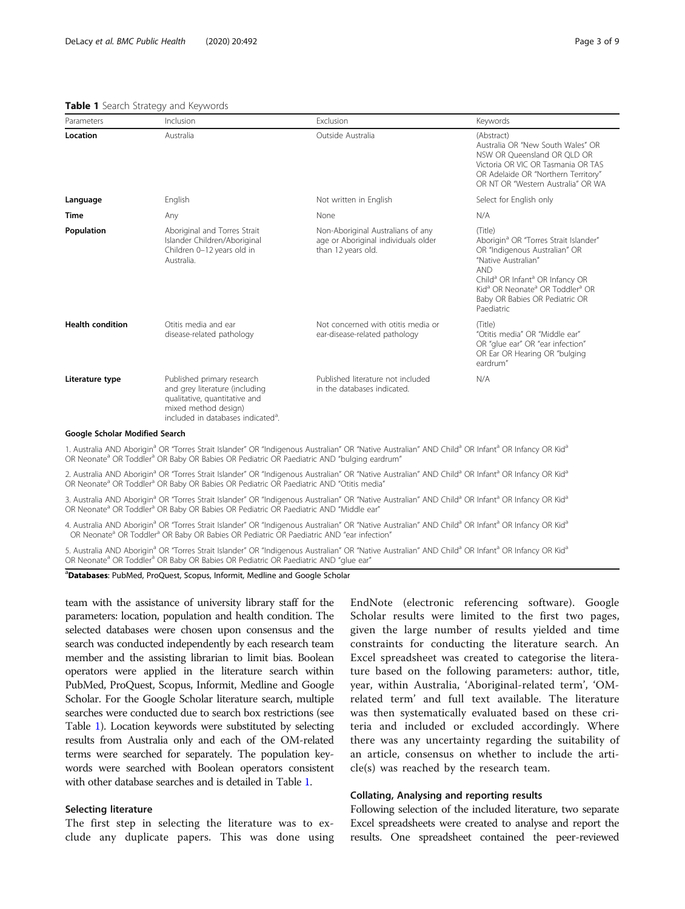**Table 1** Search Strategy and Keywords

| Parameters | Inclusion | Exclusion | Keywords |
|---|---|---|---|
| **Location** | Australia | Outside Australia | (Abstract) Australia OR "New South Wales" OR NSW OR Queensland OR QLD OR Victoria OR VIC OR Tasmania OR TAS OR Adelaide OR "Northern Territory" OR NT OR "Western Australia" OR WA |
| **Language** | English | Not written in English | Select for English only |
| **Time** | Any | None | N/A |
| **Population** | Aboriginal and Torres Strait Islander Children/Aboriginal Children 0–12 years old in Australia. | Non-Aboriginal Australians of any age or Aboriginal individuals older than 12 years old. | (Title) Aborigin[a] OR "Torres Strait Islander" OR "Indigenous Australian" OR "Native Australian" AND Child[a] OR Infant[a] OR Infancy OR Kid[a] OR Neonate[a] OR Toddler[a] OR Baby OR Babies OR Pediatric OR Paediatric |
| **Health condition** | Otitis media and ear disease-related pathology | Not concerned with otitis media or ear-disease-related pathology | (Title) "Otitis media" OR "Middle ear" OR "glue ear" OR "ear infection" OR Ear OR Hearing OR "bulging eardrum" |
| **Literature type** | Published primary research and grey literature (including qualitative, quantitative and mixed method design) included in databases indicated[a]. | Published literature not included in the databases indicated. | N/A |

**Google Scholar Modified Search**

1. Australia AND Aborigin[a] OR "Torres Strait Islander" OR "Indigenous Australian" OR "Native Australian" AND Child[a] OR Infant[a] OR Infancy OR Kid[a] OR Neonate[a] OR Toddler[a] OR Baby OR Babies OR Pediatric OR Paediatric AND "bulging eardrum"
2. Australia AND Aborigin[a] OR "Torres Strait Islander" OR "Indigenous Australian" OR "Native Australian" AND Child[a] OR Infant[a] OR Infancy OR Kid[a] OR Neonate[a] OR Toddler[a] OR Baby OR Babies OR Pediatric OR Paediatric AND "Otitis media"
3. Australia AND Aborigin[a] OR "Torres Strait Islander" OR "Indigenous Australian" OR "Native Australian" AND Child[a] OR Infant[a] OR Infancy OR Kid[a] OR Neonate[a] OR Toddler[a] OR Baby OR Babies OR Pediatric OR Paediatric AND "Middle ear"
4. Australia AND Aborigin[a] OR "Torres Strait Islander" OR "Indigenous Australian" OR "Native Australian" AND Child[a] OR Infant[a] OR Infancy OR Kid[a] OR Neonate[a] OR Toddler[a] OR Baby OR Babies OR Pediatric OR Paediatric AND "ear infection"
5. Australia AND Aborigin[a] OR "Torres Strait Islander" OR "Indigenous Australian" OR "Native Australian" AND Child[a] OR Infant[a] OR Infancy OR Kid[a] OR Neonate[a] OR Toddler[a] OR Baby OR Babies OR Pediatric OR Paediatric AND "glue ear"

[a]**Databases**: PubMed, ProQuest, Scopus, Informit, Medline and Google Scholar

team with the assistance of university library staff for the parameters: location, population and health condition. The selected databases were chosen upon consensus and the search was conducted independently by each research team member and the assisting librarian to limit bias. Boolean operators were applied in the literature search within PubMed, ProQuest, Scopus, Informit, Medline and Google Scholar. For the Google Scholar literature search, multiple searches were conducted due to search box restrictions (see Table 1). Location keywords were substituted by selecting results from Australia only and each of the OM-related terms were searched for separately. The population keywords were searched with Boolean operators consistent with other database searches and is detailed in Table 1.

### Selecting literature

The first step in selecting the literature was to exclude any duplicate papers. This was done using EndNote (electronic referencing software). Google Scholar results were limited to the first two pages, given the large number of results yielded and time constraints for conducting the literature search. An Excel spreadsheet was created to categorise the literature based on the following parameters: author, title, year, within Australia, 'Aboriginal-related term', 'OM-related term' and full text available. The literature was then systematically evaluated based on these criteria and included or excluded accordingly. Where there was any uncertainty regarding the suitability of an article, consensus on whether to include the article(s) was reached by the research team.

### Collating, Analysing and reporting results

Following selection of the included literature, two separate Excel spreadsheets were created to analyse and report the results. One spreadsheet contained the peer-reviewed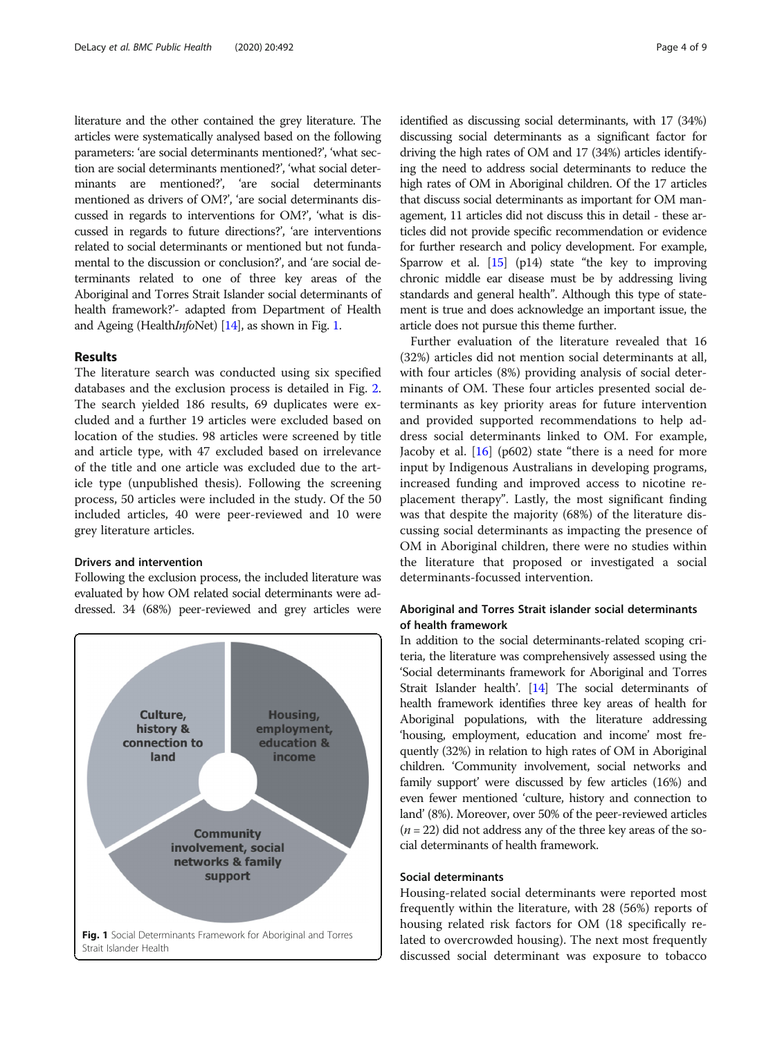literature and the other contained the grey literature. The articles were systematically analysed based on the following parameters: 'are social determinants mentioned?', 'what section are social determinants mentioned?', 'what social determinants are mentioned?', 'are social determinants mentioned as drivers of OM?', 'are social determinants discussed in regards to interventions for OM?', 'what is discussed in regards to future directions?', 'are interventions related to social determinants or mentioned but not fundamental to the discussion or conclusion?', and 'are social determinants related to one of three key areas of the Aboriginal and Torres Strait Islander social determinants of health framework?'- adapted from Department of Health and Ageing (Health*Info*Net) [14], as shown in Fig. 1.

## Results

The literature search was conducted using six specified databases and the exclusion process is detailed in Fig. 2. The search yielded 186 results, 69 duplicates were excluded and a further 19 articles were excluded based on location of the studies. 98 articles were screened by title and article type, with 47 excluded based on irrelevance of the title and one article was excluded due to the article type (unpublished thesis). Following the screening process, 50 articles were included in the study. Of the 50 included articles, 40 were peer-reviewed and 10 were grey literature articles.

### Drivers and intervention

Following the exclusion process, the included literature was evaluated by how OM related social determinants were addressed. 34 (68%) peer-reviewed and grey articles were identified as discussing social determinants, with 17 (34%) discussing social determinants as a significant factor for driving the high rates of OM and 17 (34%) articles identifying the need to address social determinants to reduce the high rates of OM in Aboriginal children. Of the 17 articles that discuss social determinants as important for OM management, 11 articles did not discuss this in detail - these articles did not provide specific recommendation or evidence for further research and policy development. For example, Sparrow et al. [15] (p14) state "the key to improving chronic middle ear disease must be by addressing living standards and general health". Although this type of statement is true and does acknowledge an important issue, the article does not pursue this theme further.

Further evaluation of the literature revealed that 16 (32%) articles did not mention social determinants at all, with four articles (8%) providing analysis of social determinants of OM. These four articles presented social determinants as key priority areas for future intervention and provided supported recommendations to help address social determinants linked to OM. For example, Jacoby et al. [16] (p602) state "there is a need for more input by Indigenous Australians in developing programs, increased funding and improved access to nicotine replacement therapy". Lastly, the most significant finding was that despite the majority (68%) of the literature discussing social determinants as impacting the presence of OM in Aboriginal children, there were no studies within the literature that proposed or investigated a social determinants-focussed intervention.

Culture, history & connection to land

Housing, employment, education & income

Community involvement, social networks & family support

**Fig. 1** Social Determinants Framework for Aboriginal and Torres Strait Islander Health

### Aboriginal and Torres Strait islander social determinants of health framework

In addition to the social determinants-related scoping criteria, the literature was comprehensively assessed using the 'Social determinants framework for Aboriginal and Torres Strait Islander health'. [14] The social determinants of health framework identifies three key areas of health for Aboriginal populations, with the literature addressing 'housing, employment, education and income' most frequently (32%) in relation to high rates of OM in Aboriginal children. 'Community involvement, social networks and family support' were discussed by few articles (16%) and even fewer mentioned 'culture, history and connection to land' (8%). Moreover, over 50% of the peer-reviewed articles ($n = 22$) did not address any of the three key areas of the social determinants of health framework.

### Social determinants

Housing-related social determinants were reported most frequently within the literature, with 28 (56%) reports of housing related risk factors for OM (18 specifically related to overcrowded housing). The next most frequently discussed social determinant was exposure to tobacco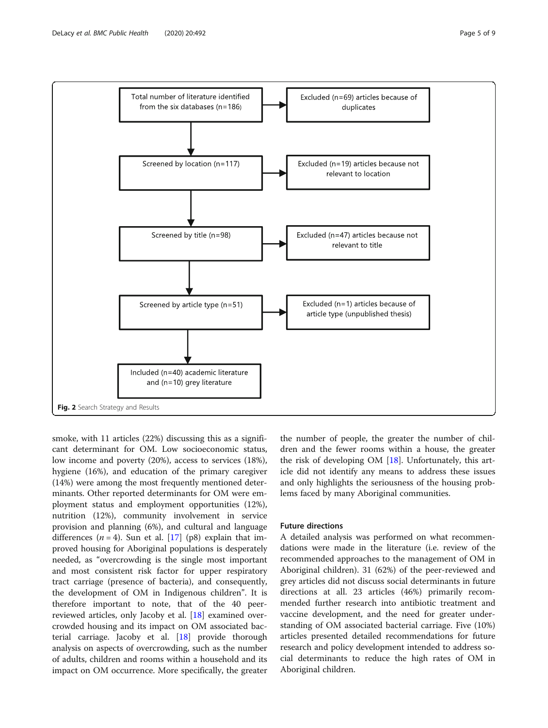Total number of literature identified from the six databases (n=186) → Excluded (n=69) articles because of duplicates

Screened by location (n=117) → Excluded (n=19) articles because not relevant to location

Screened by title (n=98) → Excluded (n=47) articles because not relevant to title

Screened by article type (n=51) → Excluded (n=1) articles because of article type (unpublished thesis)

Included (n=40) academic literature and (n=10) grey literature

**Fig. 2** Search Strategy and Results

smoke, with 11 articles (22%) discussing this as a significant determinant for OM. Low socioeconomic status, low income and poverty (20%), access to services (18%), hygiene (16%), and education of the primary caregiver (14%) were among the most frequently mentioned determinants. Other reported determinants for OM were employment status and employment opportunities (12%), nutrition (12%), community involvement in service provision and planning (6%), and cultural and language differences ($n = 4$). Sun et al. [17] (p8) explain that improved housing for Aboriginal populations is desperately needed, as "overcrowding is the single most important and most consistent risk factor for upper respiratory tract carriage (presence of bacteria), and consequently, the development of OM in Indigenous children". It is therefore important to note, that of the 40 peer-reviewed articles, only Jacoby et al. [18] examined overcrowded housing and its impact on OM associated bacterial carriage. Jacoby et al. [18] provide thorough analysis on aspects of overcrowding, such as the number of adults, children and rooms within a household and its impact on OM occurrence. More specifically, the greater the number of people, the greater the number of children and the fewer rooms within a house, the greater the risk of developing OM [18]. Unfortunately, this article did not identify any means to address these issues and only highlights the seriousness of the housing problems faced by many Aboriginal communities.

### Future directions

A detailed analysis was performed on what recommendations were made in the literature (i.e. review of the recommended approaches to the management of OM in Aboriginal children). 31 (62%) of the peer-reviewed and grey articles did not discuss social determinants in future directions at all. 23 articles (46%) primarily recommended further research into antibiotic treatment and vaccine development, and the need for greater understanding of OM associated bacterial carriage. Five (10%) articles presented detailed recommendations for future research and policy development intended to address social determinants to reduce the high rates of OM in Aboriginal children.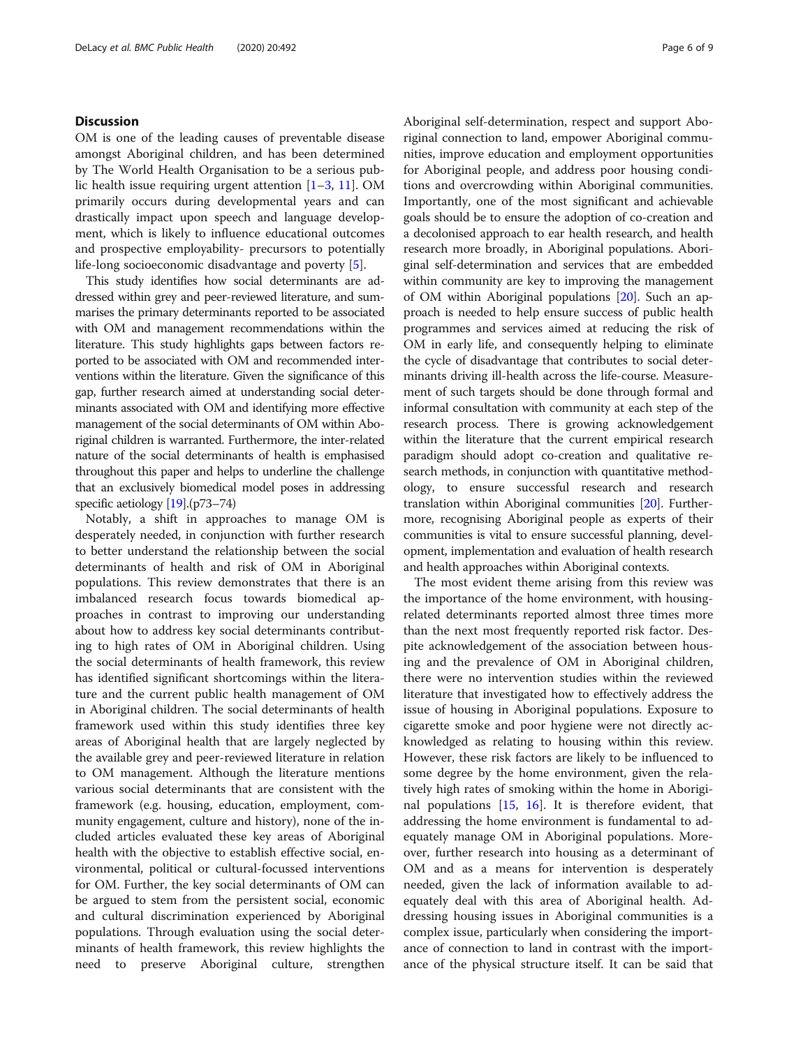## Discussion

OM is one of the leading causes of preventable disease amongst Aboriginal children, and has been determined by The World Health Organisation to be a serious public health issue requiring urgent attention [1–3, 11]. OM primarily occurs during developmental years and can drastically impact upon speech and language development, which is likely to influence educational outcomes and prospective employability- precursors to potentially life-long socioeconomic disadvantage and poverty [5].

This study identifies how social determinants are addressed within grey and peer-reviewed literature, and summarises the primary determinants reported to be associated with OM and management recommendations within the literature. This study highlights gaps between factors reported to be associated with OM and recommended interventions within the literature. Given the significance of this gap, further research aimed at understanding social determinants associated with OM and identifying more effective management of the social determinants of OM within Aboriginal children is warranted. Furthermore, the inter-related nature of the social determinants of health is emphasised throughout this paper and helps to underline the challenge that an exclusively biomedical model poses in addressing specific aetiology [19].(p73–74)

Notably, a shift in approaches to manage OM is desperately needed, in conjunction with further research to better understand the relationship between the social determinants of health and risk of OM in Aboriginal populations. This review demonstrates that there is an imbalanced research focus towards biomedical approaches in contrast to improving our understanding about how to address key social determinants contributing to high rates of OM in Aboriginal children. Using the social determinants of health framework, this review has identified significant shortcomings within the literature and the current public health management of OM in Aboriginal children. The social determinants of health framework used within this study identifies three key areas of Aboriginal health that are largely neglected by the available grey and peer-reviewed literature in relation to OM management. Although the literature mentions various social determinants that are consistent with the framework (e.g. housing, education, employment, community engagement, culture and history), none of the included articles evaluated these key areas of Aboriginal health with the objective to establish effective social, environmental, political or cultural-focussed interventions for OM. Further, the key social determinants of OM can be argued to stem from the persistent social, economic and cultural discrimination experienced by Aboriginal populations. Through evaluation using the social determinants of health framework, this review highlights the need to preserve Aboriginal culture, strengthen Aboriginal self-determination, respect and support Aboriginal connection to land, empower Aboriginal communities, improve education and employment opportunities for Aboriginal people, and address poor housing conditions and overcrowding within Aboriginal communities. Importantly, one of the most significant and achievable goals should be to ensure the adoption of co-creation and a decolonised approach to ear health research, and health research more broadly, in Aboriginal populations. Aboriginal self-determination and services that are embedded within community are key to improving the management of OM within Aboriginal populations [20]. Such an approach is needed to help ensure success of public health programmes and services aimed at reducing the risk of OM in early life, and consequently helping to eliminate the cycle of disadvantage that contributes to social determinants driving ill-health across the life-course. Measurement of such targets should be done through formal and informal consultation with community at each step of the research process. There is growing acknowledgement within the literature that the current empirical research paradigm should adopt co-creation and qualitative research methods, in conjunction with quantitative methodology, to ensure successful research and research translation within Aboriginal communities [20]. Furthermore, recognising Aboriginal people as experts of their communities is vital to ensure successful planning, development, implementation and evaluation of health research and health approaches within Aboriginal contexts.

The most evident theme arising from this review was the importance of the home environment, with housing-related determinants reported almost three times more than the next most frequently reported risk factor. Despite acknowledgement of the association between housing and the prevalence of OM in Aboriginal children, there were no intervention studies within the reviewed literature that investigated how to effectively address the issue of housing in Aboriginal populations. Exposure to cigarette smoke and poor hygiene were not directly acknowledged as relating to housing within this review. However, these risk factors are likely to be influenced to some degree by the home environment, given the relatively high rates of smoking within the home in Aboriginal populations [15, 16]. It is therefore evident, that addressing the home environment is fundamental to adequately manage OM in Aboriginal populations. Moreover, further research into housing as a determinant of OM and as a means for intervention is desperately needed, given the lack of information available to adequately deal with this area of Aboriginal health. Addressing housing issues in Aboriginal communities is a complex issue, particularly when considering the importance of connection to land in contrast with the importance of the physical structure itself. It can be said that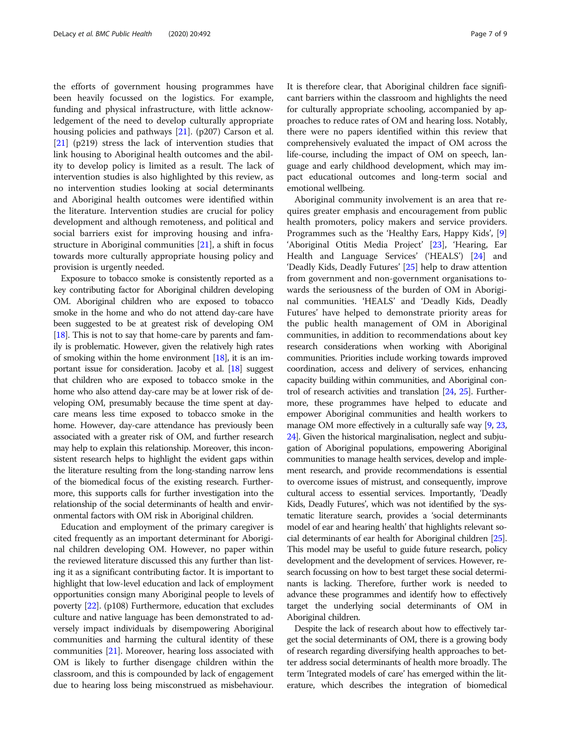the efforts of government housing programmes have been heavily focussed on the logistics. For example, funding and physical infrastructure, with little acknowledgement of the need to develop culturally appropriate housing policies and pathways [21]. (p207) Carson et al. [21] (p219) stress the lack of intervention studies that link housing to Aboriginal health outcomes and the ability to develop policy is limited as a result. The lack of intervention studies is also highlighted by this review, as no intervention studies looking at social determinants and Aboriginal health outcomes were identified within the literature. Intervention studies are crucial for policy development and although remoteness, and political and social barriers exist for improving housing and infrastructure in Aboriginal communities [21], a shift in focus towards more culturally appropriate housing policy and provision is urgently needed.

Exposure to tobacco smoke is consistently reported as a key contributing factor for Aboriginal children developing OM. Aboriginal children who are exposed to tobacco smoke in the home and who do not attend day-care have been suggested to be at greatest risk of developing OM [18]. This is not to say that home-care by parents and family is problematic. However, given the relatively high rates of smoking within the home environment [18], it is an important issue for consideration. Jacoby et al. [18] suggest that children who are exposed to tobacco smoke in the home who also attend day-care may be at lower risk of developing OM, presumably because the time spent at day-care means less time exposed to tobacco smoke in the home. However, day-care attendance has previously been associated with a greater risk of OM, and further research may help to explain this relationship. Moreover, this inconsistent research helps to highlight the evident gaps within the literature resulting from the long-standing narrow lens of the biomedical focus of the existing research. Furthermore, this supports calls for further investigation into the relationship of the social determinants of health and environmental factors with OM risk in Aboriginal children.

Education and employment of the primary caregiver is cited frequently as an important determinant for Aboriginal children developing OM. However, no paper within the reviewed literature discussed this any further than listing it as a significant contributing factor. It is important to highlight that low-level education and lack of employment opportunities consign many Aboriginal people to levels of poverty [22]. (p108) Furthermore, education that excludes culture and native language has been demonstrated to adversely impact individuals by disempowering Aboriginal communities and harming the cultural identity of these communities [21]. Moreover, hearing loss associated with OM is likely to further disengage children within the classroom, and this is compounded by lack of engagement due to hearing loss being misconstrued as misbehaviour. It is therefore clear, that Aboriginal children face significant barriers within the classroom and highlights the need for culturally appropriate schooling, accompanied by approaches to reduce rates of OM and hearing loss. Notably, there were no papers identified within this review that comprehensively evaluated the impact of OM across the life-course, including the impact of OM on speech, language and early childhood development, which may impact educational outcomes and long-term social and emotional wellbeing.

Aboriginal community involvement is an area that requires greater emphasis and encouragement from public health promoters, policy makers and service providers. Programmes such as the 'Healthy Ears, Happy Kids', [9] 'Aboriginal Otitis Media Project' [23], 'Hearing, Ear Health and Language Services' ('HEALS') [24] and 'Deadly Kids, Deadly Futures' [25] help to draw attention from government and non-government organisations towards the seriousness of the burden of OM in Aboriginal communities. 'HEALS' and 'Deadly Kids, Deadly Futures' have helped to demonstrate priority areas for the public health management of OM in Aboriginal communities, in addition to recommendations about key research considerations when working with Aboriginal communities. Priorities include working towards improved coordination, access and delivery of services, enhancing capacity building within communities, and Aboriginal control of research activities and translation [24, 25]. Furthermore, these programmes have helped to educate and empower Aboriginal communities and health workers to manage OM more effectively in a culturally safe way [9, 23, 24]. Given the historical marginalisation, neglect and subjugation of Aboriginal populations, empowering Aboriginal communities to manage health services, develop and implement research, and provide recommendations is essential to overcome issues of mistrust, and consequently, improve cultural access to essential services. Importantly, 'Deadly Kids, Deadly Futures', which was not identified by the systematic literature search, provides a 'social determinants model of ear and hearing health' that highlights relevant social determinants of ear health for Aboriginal children [25]. This model may be useful to guide future research, policy development and the development of services. However, research focussing on how to best target these social determinants is lacking. Therefore, further work is needed to advance these programmes and identify how to effectively target the underlying social determinants of OM in Aboriginal children.

Despite the lack of research about how to effectively target the social determinants of OM, there is a growing body of research regarding diversifying health approaches to better address social determinants of health more broadly. The term 'Integrated models of care' has emerged within the literature, which describes the integration of biomedical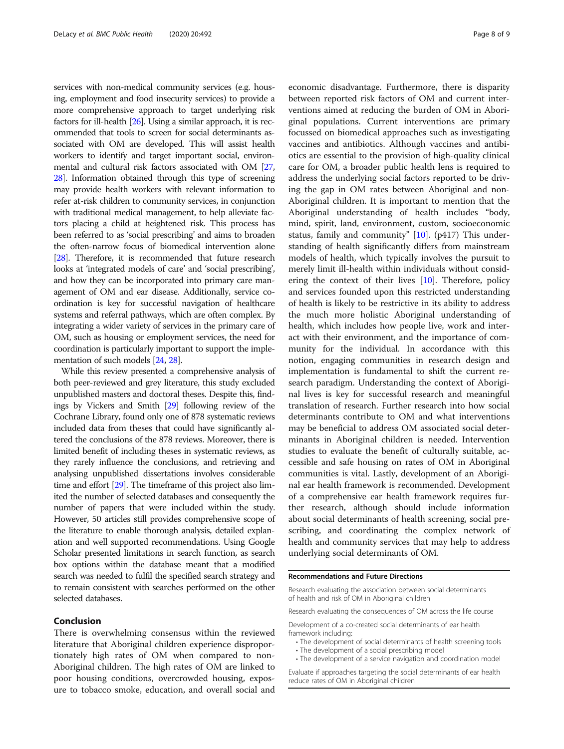services with non-medical community services (e.g. housing, employment and food insecurity services) to provide a more comprehensive approach to target underlying risk factors for ill-health [26]. Using a similar approach, it is recommended that tools to screen for social determinants associated with OM are developed. This will assist health workers to identify and target important social, environmental and cultural risk factors associated with OM [27, 28]. Information obtained through this type of screening may provide health workers with relevant information to refer at-risk children to community services, in conjunction with traditional medical management, to help alleviate factors placing a child at heightened risk. This process has been referred to as 'social prescribing' and aims to broaden the often-narrow focus of biomedical intervention alone [28]. Therefore, it is recommended that future research looks at 'integrated models of care' and 'social prescribing', and how they can be incorporated into primary care management of OM and ear disease. Additionally, service coordination is key for successful navigation of healthcare systems and referral pathways, which are often complex. By integrating a wider variety of services in the primary care of OM, such as housing or employment services, the need for coordination is particularly important to support the implementation of such models [24, 28].

While this review presented a comprehensive analysis of both peer-reviewed and grey literature, this study excluded unpublished masters and doctoral theses. Despite this, findings by Vickers and Smith [29] following review of the Cochrane Library, found only one of 878 systematic reviews included data from theses that could have significantly altered the conclusions of the 878 reviews. Moreover, there is limited benefit of including theses in systematic reviews, as they rarely influence the conclusions, and retrieving and analysing unpublished dissertations involves considerable time and effort [29]. The timeframe of this project also limited the number of selected databases and consequently the number of papers that were included within the study. However, 50 articles still provides comprehensive scope of the literature to enable thorough analysis, detailed explanation and well supported recommendations. Using Google Scholar presented limitations in search function, as search box options within the database meant that a modified search was needed to fulfil the specified search strategy and to remain consistent with searches performed on the other selected databases.

## Conclusion

There is overwhelming consensus within the reviewed literature that Aboriginal children experience disproportionately high rates of OM when compared to non-Aboriginal children. The high rates of OM are linked to poor housing conditions, overcrowded housing, exposure to tobacco smoke, education, and overall social and economic disadvantage. Furthermore, there is disparity between reported risk factors of OM and current interventions aimed at reducing the burden of OM in Aboriginal populations. Current interventions are primary focussed on biomedical approaches such as investigating vaccines and antibiotics. Although vaccines and antibiotics are essential to the provision of high-quality clinical care for OM, a broader public health lens is required to address the underlying social factors reported to be driving the gap in OM rates between Aboriginal and non-Aboriginal children. It is important to mention that the Aboriginal understanding of health includes "body, mind, spirit, land, environment, custom, socioeconomic status, family and community" [10]. (p417) This understanding of health significantly differs from mainstream models of health, which typically involves the pursuit to merely limit ill-health within individuals without considering the context of their lives [10]. Therefore, policy and services founded upon this restricted understanding of health is likely to be restrictive in its ability to address the much more holistic Aboriginal understanding of health, which includes how people live, work and interact with their environment, and the importance of community for the individual. In accordance with this notion, engaging communities in research design and implementation is fundamental to shift the current research paradigm. Understanding the context of Aboriginal lives is key for successful research and meaningful translation of research. Further research into how social determinants contribute to OM and what interventions may be beneficial to address OM associated social determinants in Aboriginal children is needed. Intervention studies to evaluate the benefit of culturally suitable, accessible and safe housing on rates of OM in Aboriginal communities is vital. Lastly, development of an Aboriginal ear health framework is recommended. Development of a comprehensive ear health framework requires further research, although should include information about social determinants of health screening, social prescribing, and coordinating the complex network of health and community services that may help to address underlying social determinants of OM.

| **Recommendations and Future Directions** |
|---|
| Research evaluating the association between social determinants of health and risk of OM in Aboriginal children |
| Research evaluating the consequences of OM across the life course |
| Development of a co-created social determinants of ear health framework including:<br>• The development of social determinants of health screening tools<br>• The development of a social prescribing model<br>• The development of a service navigation and coordination model |
| Evaluate if approaches targeting the social determinants of ear health reduce rates of OM in Aboriginal children |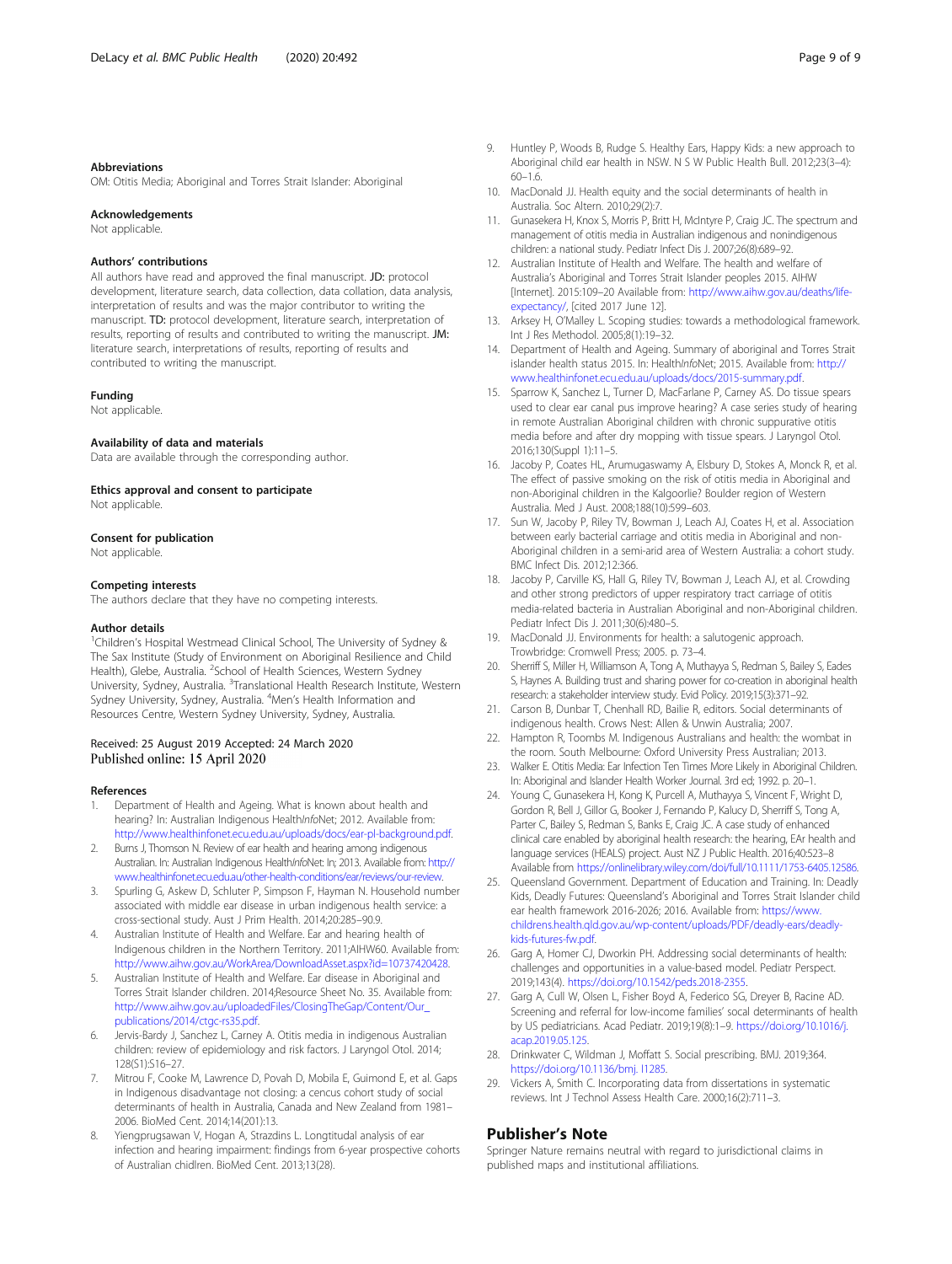### Abbreviations

OM: Otitis Media; Aboriginal and Torres Strait Islander: Aboriginal

### Acknowledgements

Not applicable.

### Authors' contributions

All authors have read and approved the final manuscript. **JD:** protocol development, literature search, data collection, data collation, data analysis, interpretation of results and was the major contributor to writing the manuscript. **TD:** protocol development, literature search, interpretation of results, reporting of results and contributed to writing the manuscript. **JM:** literature search, interpretations of results, reporting of results and contributed to writing the manuscript.

### Funding

Not applicable.

### Availability of data and materials

Data are available through the corresponding author.

### Ethics approval and consent to participate

Not applicable.

### Consent for publication

Not applicable.

### Competing interests

The authors declare that they have no competing interests.

### Author details

[1]Children's Hospital Westmead Clinical School, The University of Sydney & The Sax Institute (Study of Environment on Aboriginal Resilience and Child Health), Glebe, Australia. [2]School of Health Sciences, Western Sydney University, Sydney, Australia. [3]Translational Health Research Institute, Western Sydney University, Sydney, Australia. [4]Men's Health Information and Resources Centre, Western Sydney University, Sydney, Australia.

Received: 25 August 2019 Accepted: 24 March 2020
Published online: 15 April 2020

### References

1. Department of Health and Ageing. What is known about health and hearing? In: Australian Indigenous Health*Info*Net; 2012. Available from: http://www.healthinfonet.ecu.edu.au/uploads/docs/ear-pl-background.pdf.
2. Burns J, Thomson N. Review of ear health and hearing among indigenous Australian. In: Australian Indigenous Health*Info*Net: In; 2013. Available from: http://www.healthinfonet.ecu.edu.au/other-health-conditions/ear/reviews/our-review.
3. Spurling G, Askew D, Schluter P, Simpson F, Hayman N. Household number associated with middle ear disease in urban indigenous health service: a cross-sectional study. Aust J Prim Health. 2014;20:285–90.9.
4. Australian Institute of Health and Welfare. Ear and hearing health of Indigenous children in the Northern Territory. 2011;AIHW60. Available from: http://www.aihw.gov.au/WorkArea/DownloadAsset.aspx?id=10737420428.
5. Australian Institute of Health and Welfare. Ear disease in Aboriginal and Torres Strait Islander children. 2014;Resource Sheet No. 35. Available from: http://www.aihw.gov.au/uploadedFiles/ClosingTheGap/Content/Our_publications/2014/ctgc-rs35.pdf.
6. Jervis-Bardy J, Sanchez L, Carney A. Otitis media in indigenous Australian children: review of epidemiology and risk factors. J Laryngol Otol. 2014; 128(S1):S16–27.
7. Mitrou F, Cooke M, Lawrence D, Povah D, Mobila E, Guimond E, et al. Gaps in Indigenous disadvantage not closing: a cencus cohort study of social determinants of health in Australia, Canada and New Zealand from 1981–2006. BioMed Cent. 2014;14(201):13.
8. Yiengprugsawan V, Hogan A, Strazdins L. Longitudinal analysis of ear infection and hearing impairment: findings from 6-year prospective cohorts of Australian chidlren. BioMed Cent. 2013;13(28).
9. Huntley P, Woods B, Rudge S. Healthy Ears, Happy Kids: a new approach to Aboriginal child ear health in NSW. N S W Public Health Bull. 2012;23(3–4): 60–1.6.
10. MacDonald JJ. Health equity and the social determinants of health in Australia. Soc Altern. 2010;29(2):7.
11. Gunasekera H, Knox S, Morris P, Britt H, McIntyre P, Craig JC. The spectrum and management of otitis media in Australian indigenous and nonindigenous children: a national study. Pediatr Infect Dis J. 2007;26(8):689–92.
12. Australian Institute of Health and Welfare. The health and welfare of Australia's Aboriginal and Torres Strait Islander peoples 2015. AIHW [Internet]. 2015:109–20 Available from: http://www.aihw.gov.au/deaths/life-expectancy/, [cited 2017 June 12].
13. Arksey H, O'Malley L. Scoping studies: towards a methodological framework. Int J Res Methodol. 2005;8(1):19–32.
14. Department of Health and Ageing. Summary of aboriginal and Torres Strait islander health status 2015. In: Health*Info*Net; 2015. Available from: http://www.healthinfonet.ecu.edu.au/uploads/docs/2015-summary.pdf.
15. Sparrow K, Sanchez L, Turner D, MacFarlane P, Carney AS. Do tissue spears used to clear ear canal pus improve hearing? A case series study of hearing in remote Australian Aboriginal children with chronic suppurative otitis media before and after dry mopping with tissue spears. J Laryngol Otol. 2016;130(Suppl 1):11–5.
16. Jacoby P, Coates HL, Arumugaswamy A, Elsbury D, Stokes A, Monck R, et al. The effect of passive smoking on the risk of otitis media in Aboriginal and non-Aboriginal children in the Kalgoorlie? Boulder region of Western Australia. Med J Aust. 2008;188(10):599–603.
17. Sun W, Jacoby P, Riley TV, Bowman J, Leach AJ, Coates H, et al. Association between early bacterial carriage and otitis media in Aboriginal and non-Aboriginal children in a semi-arid area of Western Australia: a cohort study. BMC Infect Dis. 2012;12:366.
18. Jacoby P, Carville KS, Hall G, Riley TV, Bowman J, Leach AJ, et al. Crowding and other strong predictors of upper respiratory tract carriage of otitis media-related bacteria in Australian Aboriginal and non-Aboriginal children. Pediatr Infect Dis J. 2011;30(6):480–5.
19. MacDonald JJ. Environments for health: a salutogenic approach. Trowbridge: Cromwell Press; 2005. p. 73–4.
20. Sherriff S, Miller H, Williamson A, Tong A, Muthayya S, Redman S, Bailey S, Eades S, Haynes A. Building trust and sharing power for co-creation in aboriginal health research: a stakeholder interview study. Evid Policy. 2019;15(3):371–92.
21. Carson B, Dunbar T, Chenhall RD, Bailie R, editors. Social determinants of indigenous health. Crows Nest: Allen & Unwin Australia; 2007.
22. Hampton R, Toombs M. Indigenous Australians and health: the wombat in the room. South Melbourne: Oxford University Press Australian; 2013.
23. Walker E. Otitis Media: Ear Infection Ten Times More Likely in Aboriginal Children. In: Aboriginal and Islander Health Worker Journal. 3rd ed; 1992. p. 20–1.
24. Young C, Gunasekera H, Kong K, Purcell A, Muthayya S, Vincent F, Wright D, Gordon R, Bell J, Gillor G, Booker J, Fernando P, Kalucy D, Sherriff S, Tong A, Parter C, Bailey S, Redman S, Banks E, Craig JC. A case study of enhanced clinical care enabled by aboriginal health research: the hearing, EAr health and language services (HEALS) project. Aust NZ J Public Health. 2016;40:523–8 Available from https://onlinelibrary.wiley.com/doi/full/10.1111/1753-6405.12586.
25. Queensland Government. Department of Education and Training. In: Deadly Kids, Deadly Futures: Queensland's Aboriginal and Torres Strait Islander child ear health framework 2016-2026; 2016. Available from: https://www.childrens.health.qld.gov.au/wp-content/uploads/PDF/deadly-ears/deadly-kids-futures-fw.pdf.
26. Garg A, Homer CJ, Dworkin PH. Addressing social determinants of health: challenges and opportunities in a value-based model. Pediatr Perspect. 2019;143(4). https://doi.org/10.1542/peds.2018-2355.
27. Garg A, Cull W, Olsen L, Fisher Boyd A, Federico SG, Dreyer B, Racine AD. Screening and referral for low-income families' socal determinants of health by US pediatricians. Acad Pediatr. 2019;19(8):1–9. https://doi.org/10.1016/j.acap.2019.05.125.
28. Drinkwater C, Wildman J, Moffatt S. Social prescribing. BMJ. 2019;364. https://doi.org/10.1136/bmj. l1285.
29. Vickers A, Smith C. Incorporating data from dissertations in systematic reviews. Int J Technol Assess Health Care. 2000;16(2):711–3.

## Publisher's Note

Springer Nature remains neutral with regard to jurisdictional claims in published maps and institutional affiliations.